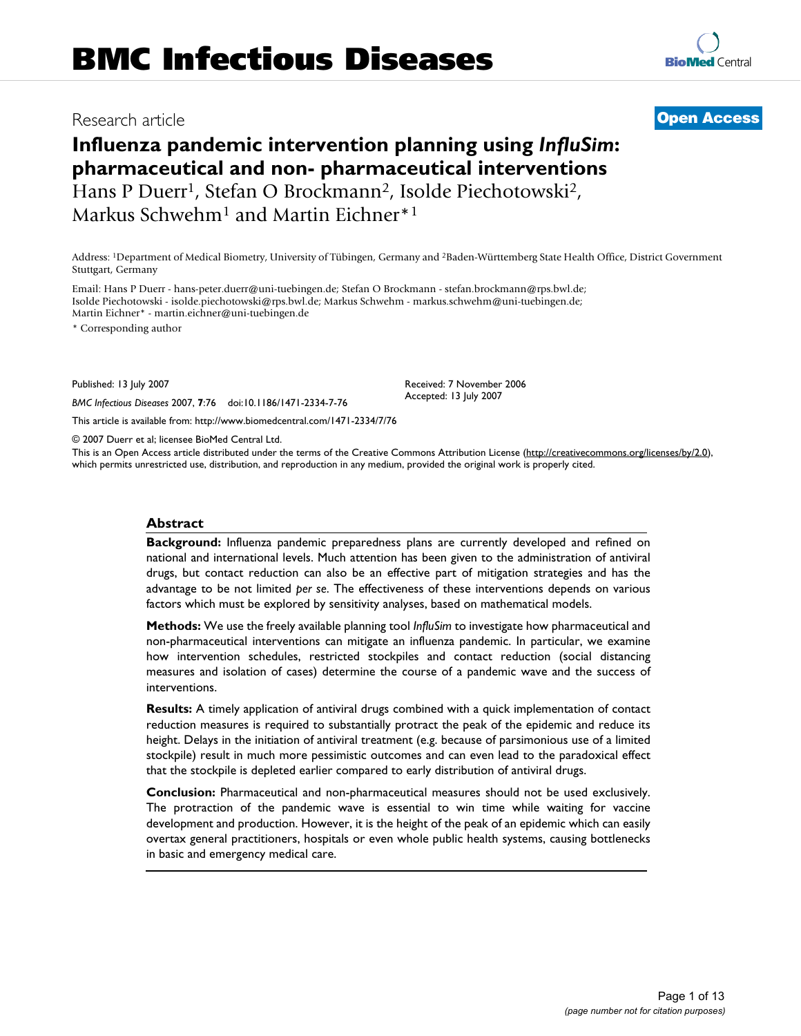# BMC Infectious Diseases

Research article

**Open Access**

# Influenza pandemic intervention planning using *InfluSim*: pharmaceutical and non- pharmaceutical interventions

Hans P Duerr[1], Stefan O Brockmann[2], Isolde Piechotowski[2], Markus Schwehm[1] and Martin Eichner*[1]

Address: [1]Department of Medical Biometry, University of Tübingen, Germany and [2]Baden-Württemberg State Health Office, District Government Stuttgart, Germany

Email: Hans P Duerr - hans-peter.duerr@uni-tuebingen.de; Stefan O Brockmann - stefan.brockmann@rps.bwl.de; Isolde Piechotowski - isolde.piechotowski@rps.bwl.de; Markus Schwehm - markus.schwehm@uni-tuebingen.de; Martin Eichner* - martin.eichner@uni-tuebingen.de

\* Corresponding author

Published: 13 July 2007

*BMC Infectious Diseases* 2007, **7**:76 doi:10.1186/1471-2334-7-76

Received: 7 November 2006
Accepted: 13 July 2007

This article is available from: http://www.biomedcentral.com/1471-2334/7/76

© 2007 Duerr et al; licensee BioMed Central Ltd.

This is an Open Access article distributed under the terms of the Creative Commons Attribution License (http://creativecommons.org/licenses/by/2.0), which permits unrestricted use, distribution, and reproduction in any medium, provided the original work is properly cited.

## Abstract

**Background:** Influenza pandemic preparedness plans are currently developed and refined on national and international levels. Much attention has been given to the administration of antiviral drugs, but contact reduction can also be an effective part of mitigation strategies and has the advantage to be not limited *per se*. The effectiveness of these interventions depends on various factors which must be explored by sensitivity analyses, based on mathematical models.

**Methods:** We use the freely available planning tool *InfluSim* to investigate how pharmaceutical and non-pharmaceutical interventions can mitigate an influenza pandemic. In particular, we examine how intervention schedules, restricted stockpiles and contact reduction (social distancing measures and isolation of cases) determine the course of a pandemic wave and the success of interventions.

**Results:** A timely application of antiviral drugs combined with a quick implementation of contact reduction measures is required to substantially protract the peak of the epidemic and reduce its height. Delays in the initiation of antiviral treatment (e.g. because of parsimonious use of a limited stockpile) result in much more pessimistic outcomes and can even lead to the paradoxical effect that the stockpile is depleted earlier compared to early distribution of antiviral drugs.

**Conclusion:** Pharmaceutical and non-pharmaceutical measures should not be used exclusively. The protraction of the pandemic wave is essential to win time while waiting for vaccine development and production. However, it is the height of the peak of an epidemic which can easily overtax general practitioners, hospitals or even whole public health systems, causing bottlenecks in basic and emergency medical care.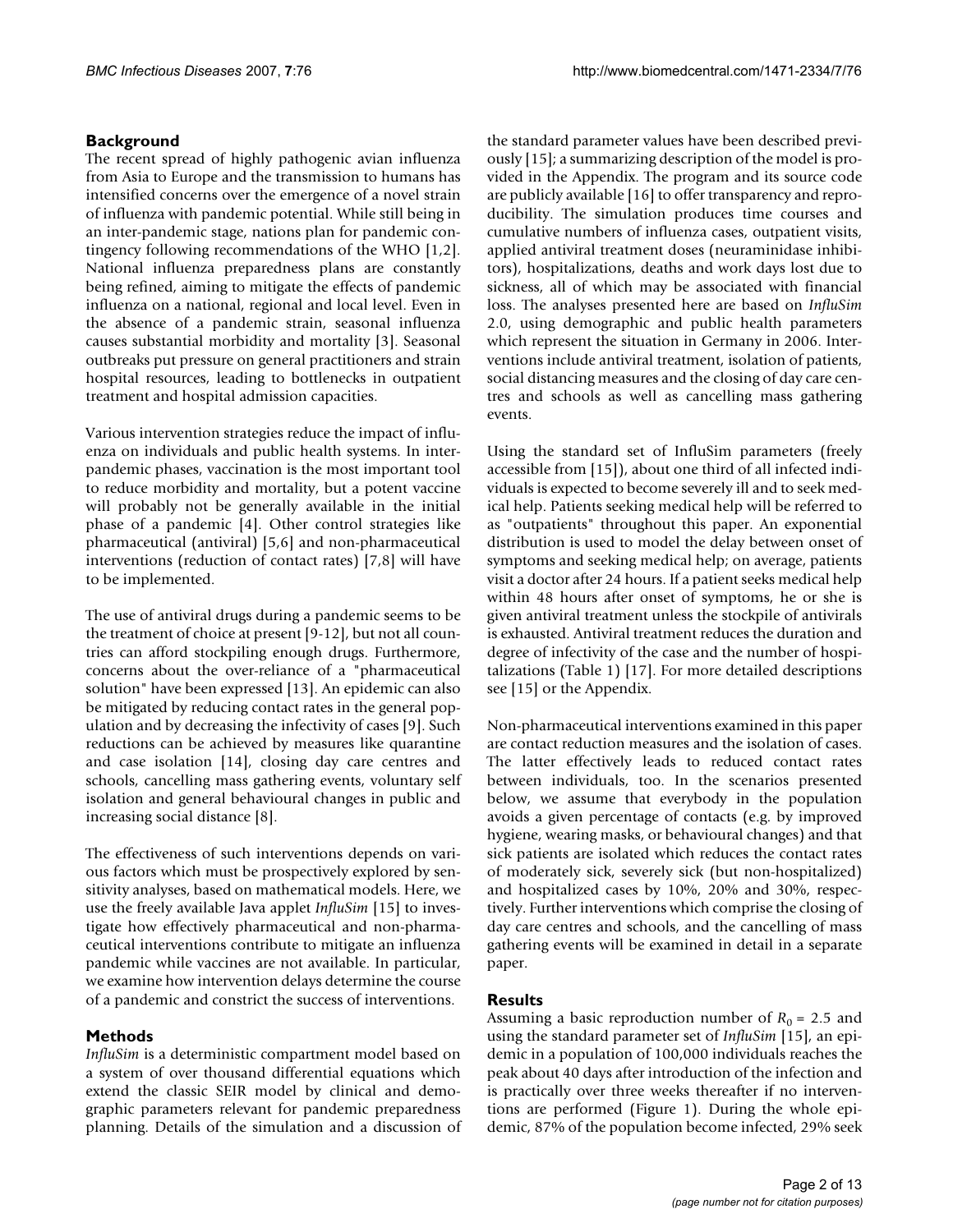## Background

The recent spread of highly pathogenic avian influenza from Asia to Europe and the transmission to humans has intensified concerns over the emergence of a novel strain of influenza with pandemic potential. While still being in an inter-pandemic stage, nations plan for pandemic contingency following recommendations of the WHO [1,2]. National influenza preparedness plans are constantly being refined, aiming to mitigate the effects of pandemic influenza on a national, regional and local level. Even in the absence of a pandemic strain, seasonal influenza causes substantial morbidity and mortality [3]. Seasonal outbreaks put pressure on general practitioners and strain hospital resources, leading to bottlenecks in outpatient treatment and hospital admission capacities.

Various intervention strategies reduce the impact of influenza on individuals and public health systems. In inter-pandemic phases, vaccination is the most important tool to reduce morbidity and mortality, but a potent vaccine will probably not be generally available in the initial phase of a pandemic [4]. Other control strategies like pharmaceutical (antiviral) [5,6] and non-pharmaceutical interventions (reduction of contact rates) [7,8] will have to be implemented.

The use of antiviral drugs during a pandemic seems to be the treatment of choice at present [9-12], but not all countries can afford stockpiling enough drugs. Furthermore, concerns about the over-reliance of a "pharmaceutical solution" have been expressed [13]. An epidemic can also be mitigated by reducing contact rates in the general population and by decreasing the infectivity of cases [9]. Such reductions can be achieved by measures like quarantine and case isolation [14], closing day care centres and schools, cancelling mass gathering events, voluntary self isolation and general behavioural changes in public and increasing social distance [8].

The effectiveness of such interventions depends on various factors which must be prospectively explored by sensitivity analyses, based on mathematical models. Here, we use the freely available Java applet *InfluSim* [15] to investigate how effectively pharmaceutical and non-pharmaceutical interventions contribute to mitigate an influenza pandemic while vaccines are not available. In particular, we examine how intervention delays determine the course of a pandemic and constrict the success of interventions.

## Methods

*InfluSim* is a deterministic compartment model based on a system of over thousand differential equations which extend the classic SEIR model by clinical and demographic parameters relevant for pandemic preparedness planning. Details of the simulation and a discussion of the standard parameter values have been described previously [15]; a summarizing description of the model is provided in the Appendix. The program and its source code are publicly available [16] to offer transparency and reproducibility. The simulation produces time courses and cumulative numbers of influenza cases, outpatient visits, applied antiviral treatment doses (neuraminidase inhibitors), hospitalizations, deaths and work days lost due to sickness, all of which may be associated with financial loss. The analyses presented here are based on *InfluSim* 2.0, using demographic and public health parameters which represent the situation in Germany in 2006. Interventions include antiviral treatment, isolation of patients, social distancing measures and the closing of day care centres and schools as well as cancelling mass gathering events.

Using the standard set of InfluSim parameters (freely accessible from [15]), about one third of all infected individuals is expected to become severely ill and to seek medical help. Patients seeking medical help will be referred to as "outpatients" throughout this paper. An exponential distribution is used to model the delay between onset of symptoms and seeking medical help; on average, patients visit a doctor after 24 hours. If a patient seeks medical help within 48 hours after onset of symptoms, he or she is given antiviral treatment unless the stockpile of antivirals is exhausted. Antiviral treatment reduces the duration and degree of infectivity of the case and the number of hospitalizations (Table 1) [17]. For more detailed descriptions see [15] or the Appendix.

Non-pharmaceutical interventions examined in this paper are contact reduction measures and the isolation of cases. The latter effectively leads to reduced contact rates between individuals, too. In the scenarios presented below, we assume that everybody in the population avoids a given percentage of contacts (e.g. by improved hygiene, wearing masks, or behavioural changes) and that sick patients are isolated which reduces the contact rates of moderately sick, severely sick (but non-hospitalized) and hospitalized cases by 10%, 20% and 30%, respectively. Further interventions which comprise the closing of day care centres and schools, and the cancelling of mass gathering events will be examined in detail in a separate paper.

## Results

Assuming a basic reproduction number of $R_0 = 2.5$ and using the standard parameter set of *InfluSim* [15], an epidemic in a population of 100,000 individuals reaches the peak about 40 days after introduction of the infection and is practically over three weeks thereafter if no interventions are performed (Figure 1). During the whole epidemic, 87% of the population become infected, 29% seek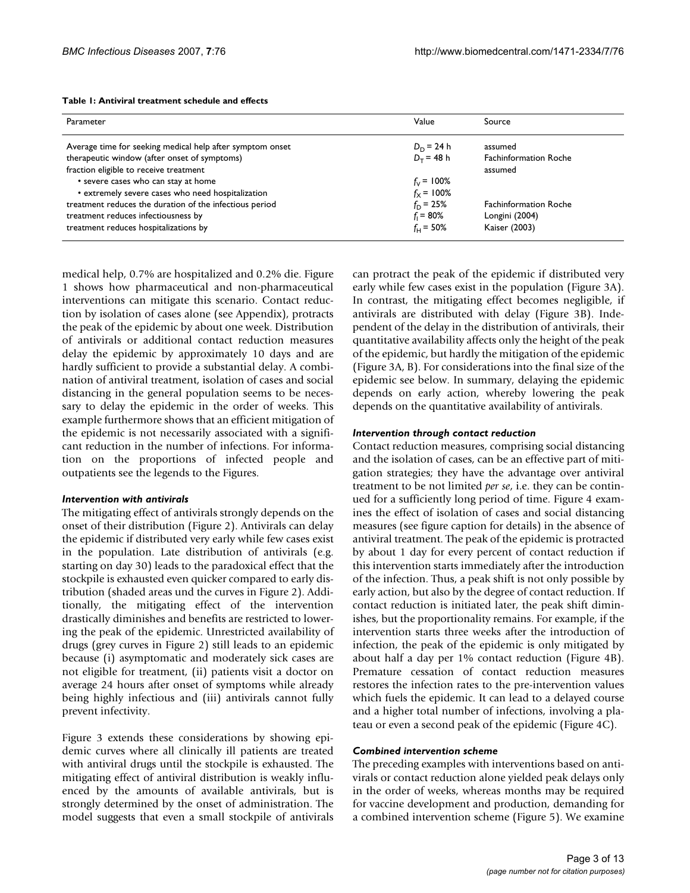**Table 1: Antiviral treatment schedule and effects**

| Parameter | Value | Source |
| --- | --- | --- |
| Average time for seeking medical help after symptom onset | $D_D$ = 24 h | assumed |
| therapeutic window (after onset of symptoms) | $D_T$ = 48 h | Fachinformation Roche |
| fraction eligible to receive treatment | | assumed |
| • severe cases who can stay at home | $f_V$ = 100% | |
| • extremely severe cases who need hospitalization | $f_X$ = 100% | |
| treatment reduces the duration of the infectious period | $f_D$ = 25% | Fachinformation Roche |
| treatment reduces infectiousness by | $f_I$ = 80% | Longini (2004) |
| treatment reduces hospitalizations by | $f_H$ = 50% | Kaiser (2003) |

medical help, 0.7% are hospitalized and 0.2% die. Figure 1 shows how pharmaceutical and non-pharmaceutical interventions can mitigate this scenario. Contact reduction by isolation of cases alone (see Appendix), protracts the peak of the epidemic by about one week. Distribution of antivirals or additional contact reduction measures delay the epidemic by approximately 10 days and are hardly sufficient to provide a substantial delay. A combination of antiviral treatment, isolation of cases and social distancing in the general population seems to be necessary to delay the epidemic in the order of weeks. This example furthermore shows that an efficient mitigation of the epidemic is not necessarily associated with a significant reduction in the number of infections. For information on the proportions of infected people and outpatients see the legends to the Figures.

### *Intervention with antivirals*

The mitigating effect of antivirals strongly depends on the onset of their distribution (Figure 2). Antivirals can delay the epidemic if distributed very early while few cases exist in the population. Late distribution of antivirals (e.g. starting on day 30) leads to the paradoxical effect that the stockpile is exhausted even quicker compared to early distribution (shaded areas und the curves in Figure 2). Additionally, the mitigating effect of the intervention drastically diminishes and benefits are restricted to lowering the peak of the epidemic. Unrestricted availability of drugs (grey curves in Figure 2) still leads to an epidemic because (i) asymptomatic and moderately sick cases are not eligible for treatment, (ii) patients visit a doctor on average 24 hours after onset of symptoms while already being highly infectious and (iii) antivirals cannot fully prevent infectivity.

Figure 3 extends these considerations by showing epidemic curves where all clinically ill patients are treated with antiviral drugs until the stockpile is exhausted. The mitigating effect of antiviral distribution is weakly influenced by the amounts of available antivirals, but is strongly determined by the onset of administration. The model suggests that even a small stockpile of antivirals can protract the peak of the epidemic if distributed very early while few cases exist in the population (Figure 3A). In contrast, the mitigating effect becomes negligible, if antivirals are distributed with delay (Figure 3B). Independent of the delay in the distribution of antivirals, their quantitative availability affects only the height of the peak of the epidemic, but hardly the mitigation of the epidemic (Figure 3A, B). For considerations into the final size of the epidemic see below. In summary, delaying the epidemic depends on early action, whereby lowering the peak depends on the quantitative availability of antivirals.

### *Intervention through contact reduction*

Contact reduction measures, comprising social distancing and the isolation of cases, can be an effective part of mitigation strategies; they have the advantage over antiviral treatment to be not limited *per se*, i.e. they can be continued for a sufficiently long period of time. Figure 4 examines the effect of isolation of cases and social distancing measures (see figure caption for details) in the absence of antiviral treatment. The peak of the epidemic is protracted by about 1 day for every percent of contact reduction if this intervention starts immediately after the introduction of the infection. Thus, a peak shift is not only possible by early action, but also by the degree of contact reduction. If contact reduction is initiated later, the peak shift diminishes, but the proportionality remains. For example, if the intervention starts three weeks after the introduction of infection, the peak of the epidemic is only mitigated by about half a day per 1% contact reduction (Figure 4B). Premature cessation of contact reduction measures restores the infection rates to the pre-intervention values which fuels the epidemic. It can lead to a delayed course and a higher total number of infections, involving a plateau or even a second peak of the epidemic (Figure 4C).

### *Combined intervention scheme*

The preceding examples with interventions based on antivirals or contact reduction alone yielded peak delays only in the order of weeks, whereas months may be required for vaccine development and production, demanding for a combined intervention scheme (Figure 5). We examine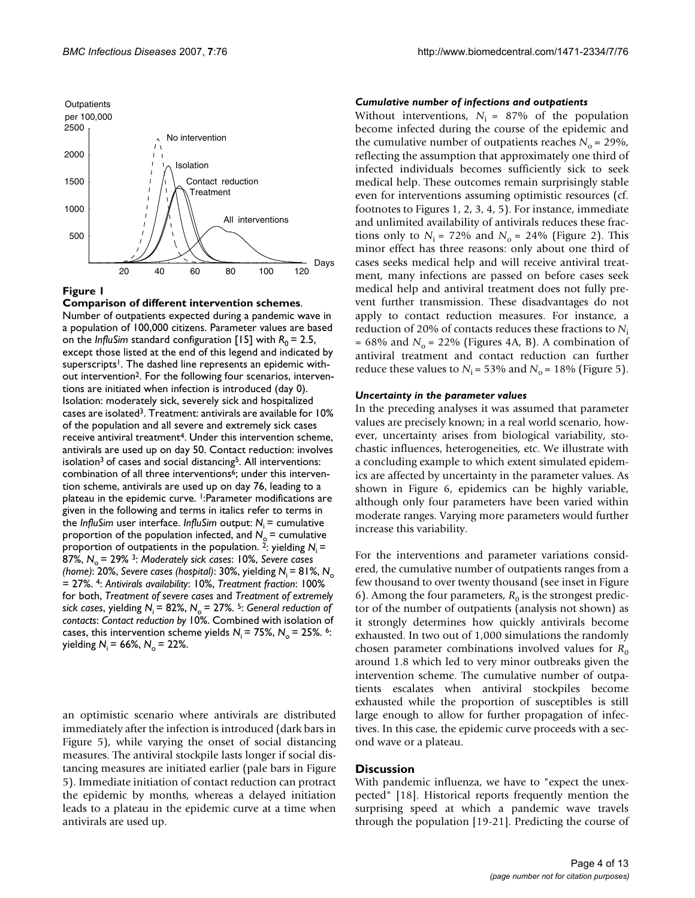**Figure 1**

**Comparison of different intervention schemes**. Number of outpatients expected during a pandemic wave in a population of 100,000 citizens. Parameter values are based on the *InfluSim* standard configuration [15] with $R_0 = 2.5$, except those listed at the end of this legend and indicated by superscripts[1]. The dashed line represents an epidemic without intervention[2]. For the following four scenarios, interventions are initiated when infection is introduced (day 0). Isolation: moderately sick, severely sick and hospitalized cases are isolated[3]. Treatment: antivirals are available for 10% of the population and all severe and extremely sick cases receive antiviral treatment[4]. Under this intervention scheme, antivirals are used up on day 50. Contact reduction: involves isolation[3] of cases and social distancing[5]. All interventions: combination of all three interventions[6]; under this intervention scheme, antivirals are used up on day 76, leading to a plateau in the epidemic curve. [1]:Parameter modifications are given in the following and terms in italics refer to terms in the *InfluSim* user interface. *InfluSim* output: $N_i$ = cumulative proportion of the population infected, and $N_o$ = cumulative proportion of outpatients in the population. [2]: yielding $N_i$ = 87%, $N_o$ = 29% [3]: *Moderately sick cases*: 10%, *Severe cases (home)*: 20%, *Severe cases (hospital)*: 30%, yielding $N_i$ = 81%, $N_o$ = 27%. [4]: *Antivirals availability*: 10%, *Treatment fraction*: 100% for both, *Treatment of severe cases* and *Treatment of extremely sick cases*, yielding $N_i$ = 82%, $N_o$ = 27%. [5]: *General reduction of contacts*: *Contact reduction by* 10%. Combined with isolation of cases, this intervention scheme yields $N_i$ = 75%, $N_o$ = 25%. [6]: yielding $N_i$ = 66%, $N_o$ = 22%.

an optimistic scenario where antivirals are distributed immediately after the infection is introduced (dark bars in Figure 5), while varying the onset of social distancing measures. The antiviral stockpile lasts longer if social distancing measures are initiated earlier (pale bars in Figure 5). Immediate initiation of contact reduction can protract the epidemic by months, whereas a delayed initiation leads to a plateau in the epidemic curve at a time when antivirals are used up.

### *Cumulative number of infections and outpatients*

Without interventions, $N_i$ = 87% of the population become infected during the course of the epidemic and the cumulative number of outpatients reaches $N_o$ = 29%, reflecting the assumption that approximately one third of infected individuals becomes sufficiently sick to seek medical help. These outcomes remain surprisingly stable even for interventions assuming optimistic resources (cf. footnotes to Figures 1, 2, 3, 4, 5). For instance, immediate and unlimited availability of antivirals reduces these fractions only to $N_i$ = 72% and $N_o$ = 24% (Figure 2). This minor effect has three reasons: only about one third of cases seeks medical help and will receive antiviral treatment, many infections are passed on before cases seek medical help and antiviral treatment does not fully prevent further transmission. These disadvantages do not apply to contact reduction measures. For instance, a reduction of 20% of contacts reduces these fractions to $N_i$ = 68% and $N_o$ = 22% (Figures 4A, B). A combination of antiviral treatment and contact reduction can further reduce these values to $N_i$ = 53% and $N_o$ = 18% (Figure 5).

### *Uncertainty in the parameter values*

In the preceding analyses it was assumed that parameter values are precisely known; in a real world scenario, however, uncertainty arises from biological variability, stochastic influences, heterogeneities, etc. We illustrate with a concluding example to which extent simulated epidemics are affected by uncertainty in the parameter values. As shown in Figure 6, epidemics can be highly variable, although only four parameters have been varied within moderate ranges. Varying more parameters would further increase this variability.

For the interventions and parameter variations considered, the cumulative number of outpatients ranges from a few thousand to over twenty thousand (see inset in Figure 6). Among the four parameters, $R_0$ is the strongest predictor of the number of outpatients (analysis not shown) as it strongly determines how quickly antivirals become exhausted. In two out of 1,000 simulations the randomly chosen parameter combinations involved values for $R_0$ around 1.8 which led to very minor outbreaks given the intervention scheme. The cumulative number of outpatients escalates when antiviral stockpiles become exhausted while the proportion of susceptibles is still large enough to allow for further propagation of infectives. In this case, the epidemic curve proceeds with a second wave or a plateau.

## Discussion

With pandemic influenza, we have to "expect the unexpected" [18]. Historical reports frequently mention the surprising speed at which a pandemic wave travels through the population [19-21]. Predicting the course of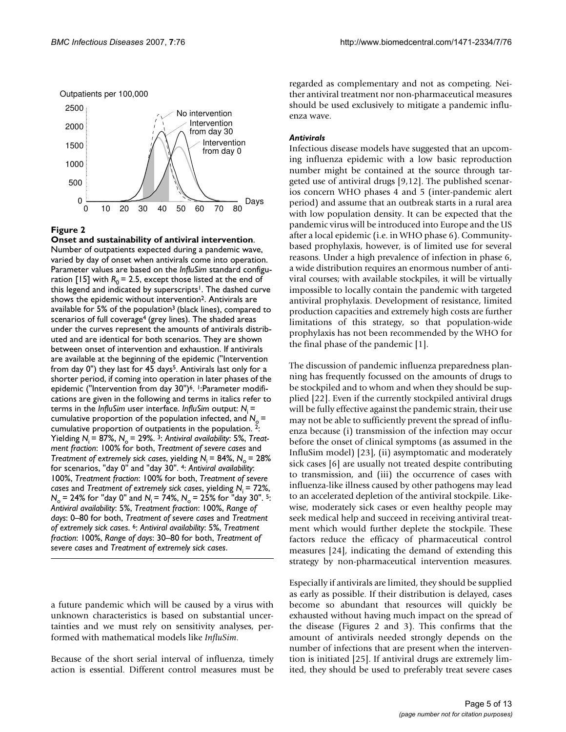**Figure 2**

**Onset and sustainability of antiviral intervention**. Number of outpatients expected during a pandemic wave, varied by day of onset when antivirals come into operation. Parameter values are based on the *InfluSim* standard configuration [15] with $R_0$ = 2.5, except those listed at the end of this legend and indicated by superscripts[1]. The dashed curve shows the epidemic without intervention[2]. Antivirals are available for 5% of the population[3] (black lines), compared to scenarios of full coverage[4] (grey lines). The shaded areas under the curves represent the amounts of antivirals distributed and are identical for both scenarios. They are shown between onset of intervention and exhaustion. If antivirals are available at the beginning of the epidemic ("Intervention from day 0") they last for 45 days[5]. Antivirals last only for a shorter period, if coming into operation in later phases of the epidemic ("Intervention from day 30")[6]. [1]:Parameter modifications are given in the following and terms in italics refer to terms in the *InfluSim* user interface. *InfluSim* output: $N_i$ = cumulative proportion of the population infected, and $N_o$ = cumulative proportion of outpatients in the population. [2]: Yielding $N_i$ = 87%, $N_o$ = 29%. [3]: *Antiviral availability*: 5%, *Treatment fraction*: 100% for both, *Treatment of severe cases* and *Treatment of extremely sick cases*, yielding $N_i$ = 84%, $N_o$ = 28% for scenarios, "day 0" and "day 30". [4]: *Antiviral availability*: 100%, *Treatment fraction*: 100% for both, *Treatment of severe cases* and *Treatment of extremely sick cases*, yielding $N_i$ = 72%, $N_o$ = 24% for "day 0" and $N_i$ = 74%, $N_o$ = 25% for "day 30". [5]: *Antiviral availability*: 5%, *Treatment fraction*: 100%, *Range of days*: 0–80 for both, *Treatment of severe cases* and *Treatment of extremely sick cases*. [6]: *Antiviral availability*: 5%, *Treatment fraction*: 100%, *Range of days*: 30–80 for both, *Treatment of severe cases* and *Treatment of extremely sick cases*.

a future pandemic which will be caused by a virus with unknown characteristics is based on substantial uncertainties and we must rely on sensitivity analyses, performed with mathematical models like *InfluSim*.

Because of the short serial interval of influenza, timely action is essential. Different control measures must be regarded as complementary and not as competing. Neither antiviral treatment nor non-pharmaceutical measures should be used exclusively to mitigate a pandemic influenza wave.

### *Antivirals*

Infectious disease models have suggested that an upcoming influenza epidemic with a low basic reproduction number might be contained at the source through targeted use of antiviral drugs [9,12]. The published scenarios concern WHO phases 4 and 5 (inter-pandemic alert period) and assume that an outbreak starts in a rural area with low population density. It can be expected that the pandemic virus will be introduced into Europe and the US after a local epidemic (i.e. in WHO phase 6). Community-based prophylaxis, however, is of limited use for several reasons. Under a high prevalence of infection in phase 6, a wide distribution requires an enormous number of antiviral courses; with available stockpiles, it will be virtually impossible to locally contain the pandemic with targeted antiviral prophylaxis. Development of resistance, limited production capacities and extremely high costs are further limitations of this strategy, so that population-wide prophylaxis has not been recommended by the WHO for the final phase of the pandemic [1].

The discussion of pandemic influenza preparedness planning has frequently focussed on the amounts of drugs to be stockpiled and to whom and when they should be supplied [22]. Even if the currently stockpiled antiviral drugs will be fully effective against the pandemic strain, their use may not be able to sufficiently prevent the spread of influenza because (i) transmission of the infection may occur before the onset of clinical symptoms (as assumed in the InfluSim model) [23], (ii) asymptomatic and moderately sick cases [6] are usually not treated despite contributing to transmission, and (iii) the occurrence of cases with influenza-like illness caused by other pathogens may lead to an accelerated depletion of the antiviral stockpile. Likewise, moderately sick cases or even healthy people may seek medical help and succeed in receiving antiviral treatment which would further deplete the stockpile. These factors reduce the efficacy of pharmaceutical control measures [24], indicating the demand of extending this strategy by non-pharmaceutical intervention measures.

Especially if antivirals are limited, they should be supplied as early as possible. If their distribution is delayed, cases become so abundant that resources will quickly be exhausted without having much impact on the spread of the disease (Figures 2 and 3). This confirms that the amount of antivirals needed strongly depends on the number of infections that are present when the intervention is initiated [25]. If antiviral drugs are extremely limited, they should be used to preferably treat severe cases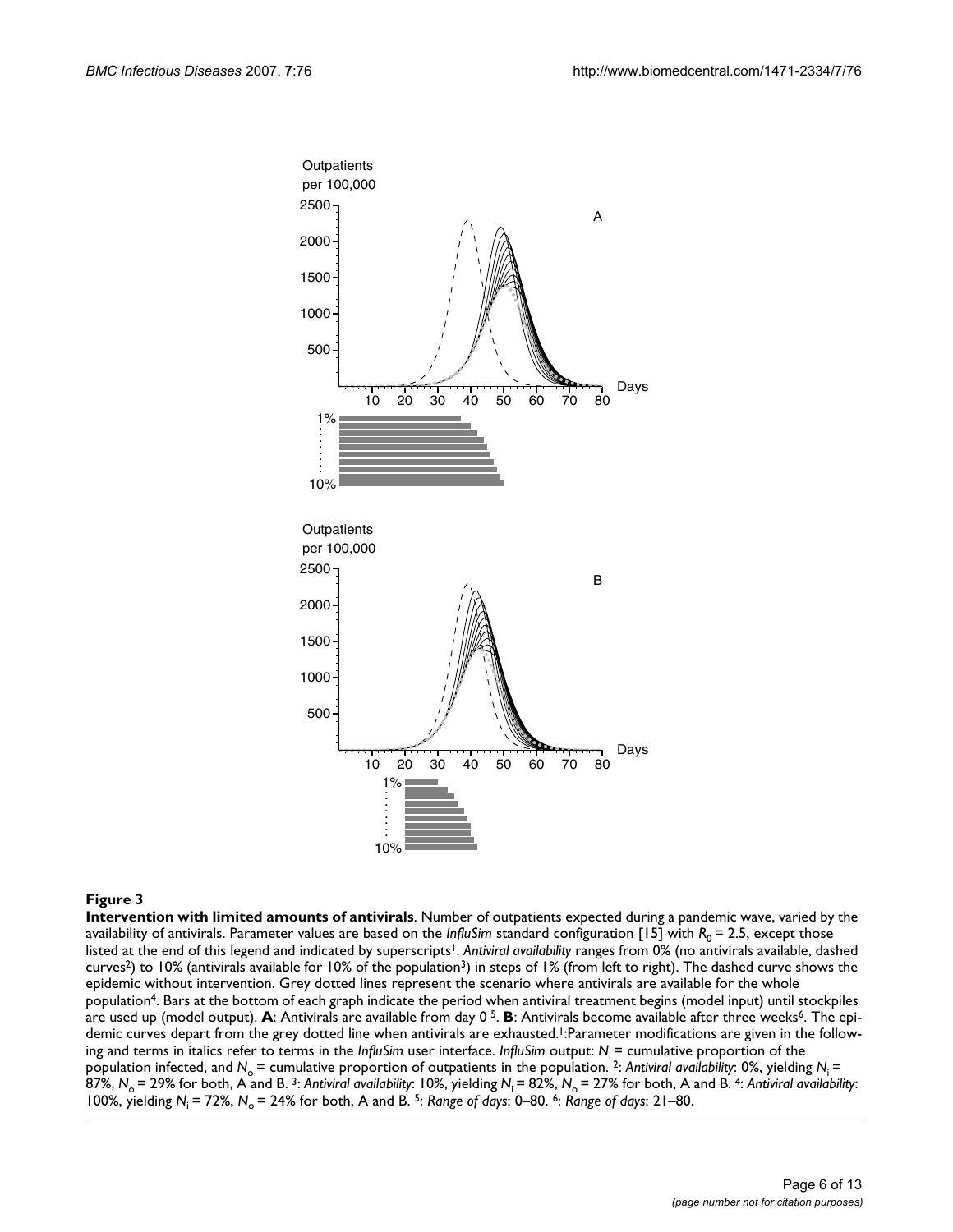**Figure 3**

**Intervention with limited amounts of antivirals**. Number of outpatients expected during a pandemic wave, varied by the availability of antivirals. Parameter values are based on the *InfluSim* standard configuration [15] with $R_0 = 2.5$, except those listed at the end of this legend and indicated by superscripts[1]. *Antiviral availability* ranges from 0% (no antivirals available, dashed curves[2]) to 10% (antivirals available for 10% of the population[3]) in steps of 1% (from left to right). The dashed curve shows the epidemic without intervention. Grey dotted lines represent the scenario where antivirals are available for the whole population[4]. Bars at the bottom of each graph indicate the period when antiviral treatment begins (model input) until stockpiles are used up (model output). **A**: Antivirals are available from day 0 [5]. **B**: Antivirals become available after three weeks[6]. The epidemic curves depart from the grey dotted line when antivirals are exhausted.[1]:Parameter modifications are given in the following and terms in italics refer to terms in the *InfluSim* user interface. *InfluSim* output: $N_i$ = cumulative proportion of the population infected, and $N_o$ = cumulative proportion of outpatients in the population. [2]: *Antiviral availability*: 0%, yielding $N_i$ = 87%, $N_o$ = 29% for both, A and B. [3]: *Antiviral availability*: 10%, yielding $N_i$ = 82%, $N_o$ = 27% for both, A and B. [4]: *Antiviral availability*: 100%, yielding $N_i$ = 72%, $N_o$ = 24% for both, A and B. [5]: *Range of days*: 0–80. [6]: *Range of days*: 21–80.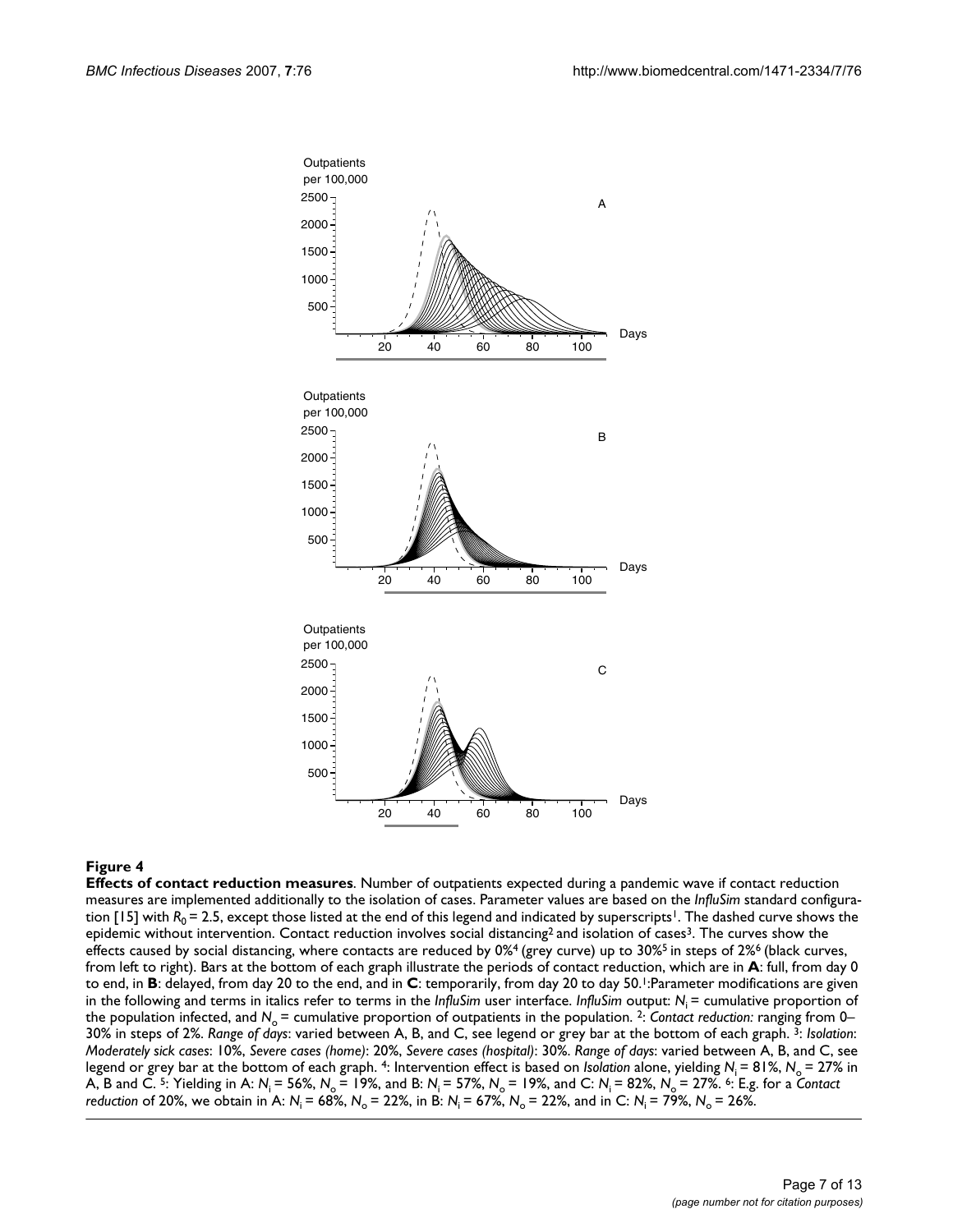**Figure 4**

**Effects of contact reduction measures**. Number of outpatients expected during a pandemic wave if contact reduction measures are implemented additionally to the isolation of cases. Parameter values are based on the *InfluSim* standard configuration [15] with $R_0 = 2.5$, except those listed at the end of this legend and indicated by superscripts[1]. The dashed curve shows the epidemic without intervention. Contact reduction involves social distancing[2] and isolation of cases[3]. The curves show the effects caused by social distancing, where contacts are reduced by 0%[4] (grey curve) up to 30%[5] in steps of 2%[6] (black curves, from left to right). Bars at the bottom of each graph illustrate the periods of contact reduction, which are in **A**: full, from day 0 to end, in **B**: delayed, from day 20 to the end, and in **C**: temporarily, from day 20 to day 50.[1]:Parameter modifications are given in the following and terms in italics refer to terms in the *InfluSim* user interface. *InfluSim* output: $N_i$ = cumulative proportion of the population infected, and $N_o$ = cumulative proportion of outpatients in the population. [2]: *Contact reduction:* ranging from 0–30% in steps of 2%. *Range of days*: varied between A, B, and C, see legend or grey bar at the bottom of each graph. [3]: *Isolation*: *Moderately sick cases*: 10%, *Severe cases (home)*: 20%, *Severe cases (hospital)*: 30%. *Range of days*: varied between A, B, and C, see legend or grey bar at the bottom of each graph. [4]: Intervention effect is based on *Isolation* alone, yielding $N_i$ = 81%, $N_o$ = 27% in A, B and C. [5]: Yielding in A: $N_i$ = 56%, $N_o$ = 19%, and B: $N_i$ = 57%, $N_o$ = 19%, and C: $N_i$ = 82%, $N_o$ = 27%. [6]: E.g. for a *Contact reduction* of 20%, we obtain in A: $N_i$ = 68%, $N_o$ = 22%, in B: $N_i$ = 67%, $N_o$ = 22%, and in C: $N_i$ = 79%, $N_o$ = 26%.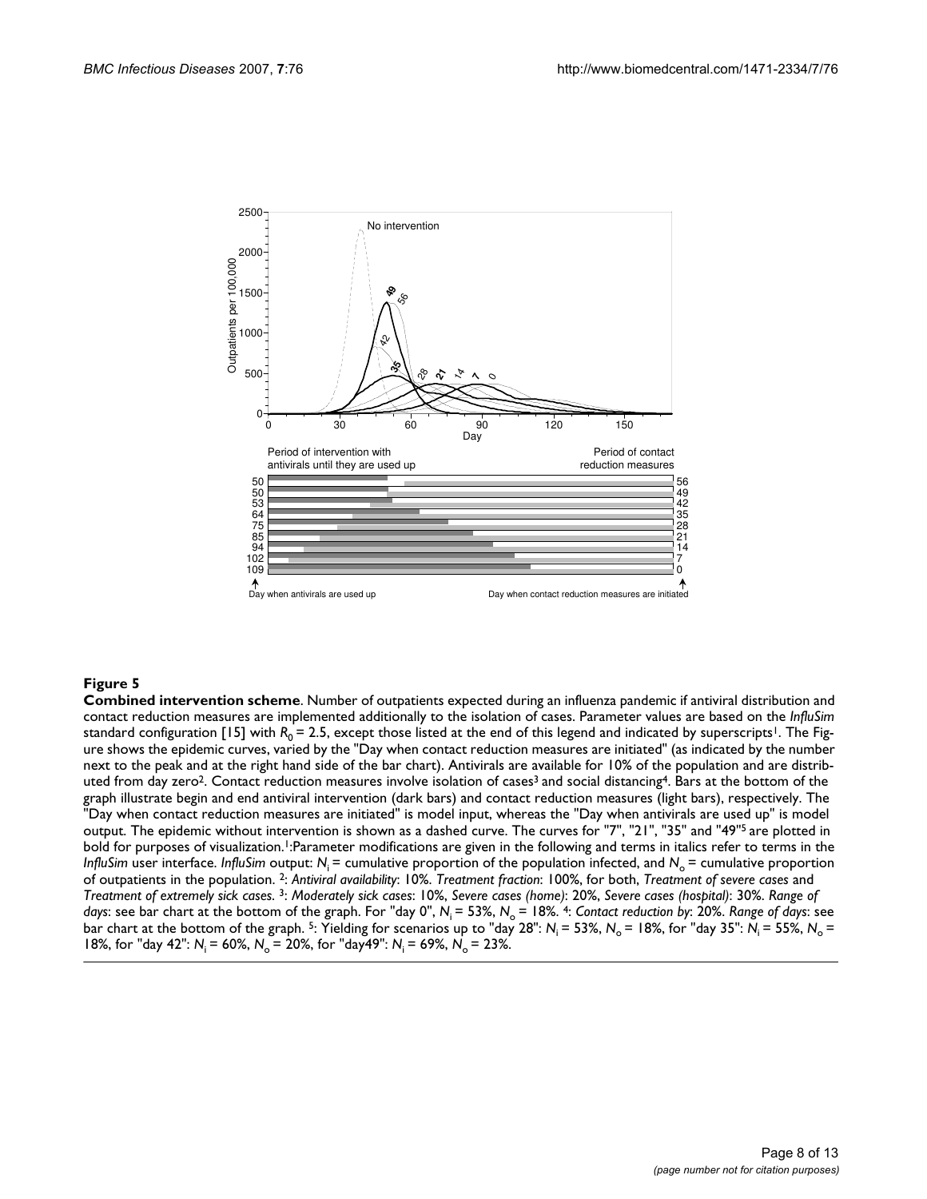## Figure 5

**Combined intervention scheme**. Number of outpatients expected during an influenza pandemic if antiviral distribution and contact reduction measures are implemented additionally to the isolation of cases. Parameter values are based on the *InfluSim* standard configuration [15] with $R_0 = 2.5$, except those listed at the end of this legend and indicated by superscripts[1]. The Figure shows the epidemic curves, varied by the "Day when contact reduction measures are initiated" (as indicated by the number next to the peak and at the right hand side of the bar chart). Antivirals are available for 10% of the population and are distributed from day zero[2]. Contact reduction measures involve isolation of cases[3] and social distancing[4]. Bars at the bottom of the graph illustrate begin and end antiviral intervention (dark bars) and contact reduction measures (light bars), respectively. The "Day when contact reduction measures are initiated" is model input, whereas the "Day when antivirals are used up" is model output. The epidemic without intervention is shown as a dashed curve. The curves for "7", "21", "35" and "49"[5] are plotted in bold for purposes of visualization.[1]:Parameter modifications are given in the following and terms in italics refer to terms in the *InfluSim* user interface. *InfluSim* output: $N_i$ = cumulative proportion of the population infected, and $N_o$ = cumulative proportion of outpatients in the population. [2]: *Antiviral availability*: 10%. *Treatment fraction*: 100%, for both, *Treatment of severe cases* and *Treatment of extremely sick cases.* [3]: *Moderately sick cases*: 10%, *Severe cases (home)*: 20%, *Severe cases (hospital)*: 30%. *Range of days*: see bar chart at the bottom of the graph. For "day 0", $N_i$ = 53%, $N_o$ = 18%. [4]: *Contact reduction by*: 20%. *Range of days*: see bar chart at the bottom of the graph. [5]: Yielding for scenarios up to "day 28": $N_i$ = 53%, $N_o$ = 18%, for "day 35": $N_i$ = 55%, $N_o$ = 18%, for "day 42": $N_i$ = 60%, $N_o$ = 20%, for "day49": $N_i$ = 69%, $N_o$ = 23%.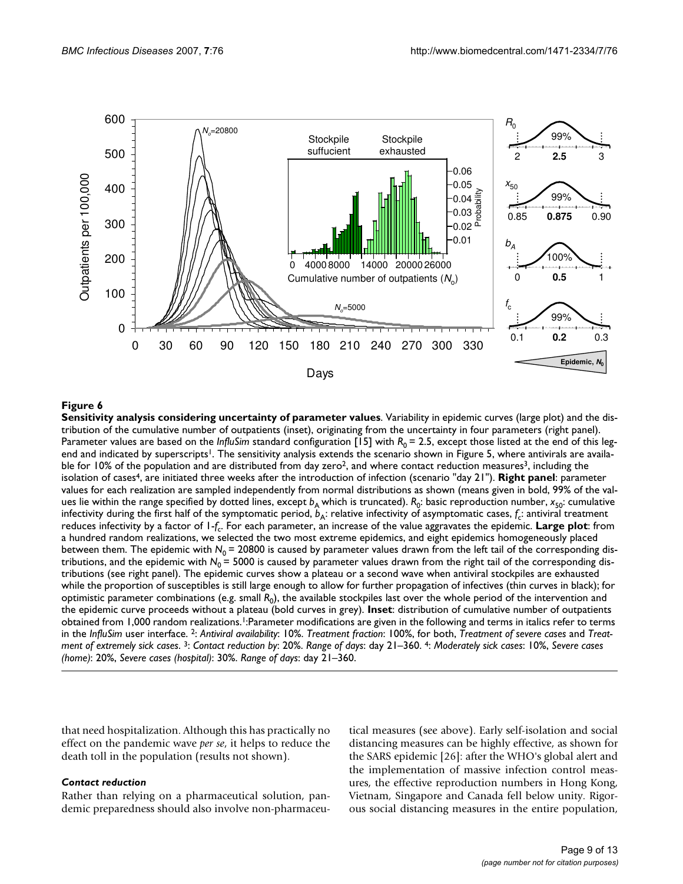**Figure 6**

**Sensitivity analysis considering uncertainty of parameter values**. Variability in epidemic curves (large plot) and the distribution of the cumulative number of outpatients (inset), originating from the uncertainty in four parameters (right panel). Parameter values are based on the *InfluSim* standard configuration [15] with $R_0 = 2.5$, except those listed at the end of this legend and indicated by superscripts[1]. The sensitivity analysis extends the scenario shown in Figure 5, where antivirals are available for 10% of the population and are distributed from day zero[2], and where contact reduction measures[3], including the isolation of cases[4], are initiated three weeks after the introduction of infection (scenario "day 21"). **Right panel**: parameter values for each realization are sampled independently from normal distributions as shown (means given in bold, 99% of the values lie within the range specified by dotted lines, except $b_A$ which is truncated). $R_0$: basic reproduction number, $x_{50}$: cumulative infectivity during the first half of the symptomatic period, $b_A$: relative infectivity of asymptomatic cases, $f_c$: antiviral treatment reduces infectivity by a factor of $1-f_c$. For each parameter, an increase of the value aggravates the epidemic. **Large plot**: from a hundred random realizations, we selected the two most extreme epidemics, and eight epidemics homogeneously placed between them. The epidemic with $N_0 = 20800$ is caused by parameter values drawn from the left tail of the corresponding distributions, and the epidemic with $N_0 = 5000$ is caused by parameter values drawn from the right tail of the corresponding distributions (see right panel). The epidemic curves show a plateau or a second wave when antiviral stockpiles are exhausted while the proportion of susceptibles is still large enough to allow for further propagation of infectives (thin curves in black); for optimistic parameter combinations (e.g. small $R_0$), the available stockpiles last over the whole period of the intervention and the epidemic curve proceeds without a plateau (bold curves in grey). **Inset**: distribution of cumulative number of outpatients obtained from 1,000 random realizations.[1]:Parameter modifications are given in the following and terms in italics refer to terms in the *InfluSim* user interface. [2]: *Antiviral availability*: 10%. *Treatment fraction*: 100%, for both, *Treatment of severe cases* and *Treatment of extremely sick cases*. [3]: *Contact reduction by*: 20%. *Range of days*: day 21–360. [4]: *Moderately sick cases*: 10%, *Severe cases (home)*: 20%, *Severe cases (hospital)*: 30%. *Range of days*: day 21–360.

that need hospitalization. Although this has practically no effect on the pandemic wave *per se*, it helps to reduce the death toll in the population (results not shown).

#### *Contact reduction*

Rather than relying on a pharmaceutical solution, pandemic preparedness should also involve non-pharmaceutical measures (see above). Early self-isolation and social distancing measures can be highly effective, as shown for the SARS epidemic [26]: after the WHO's global alert and the implementation of massive infection control measures, the effective reproduction numbers in Hong Kong, Vietnam, Singapore and Canada fell below unity. Rigorous social distancing measures in the entire population,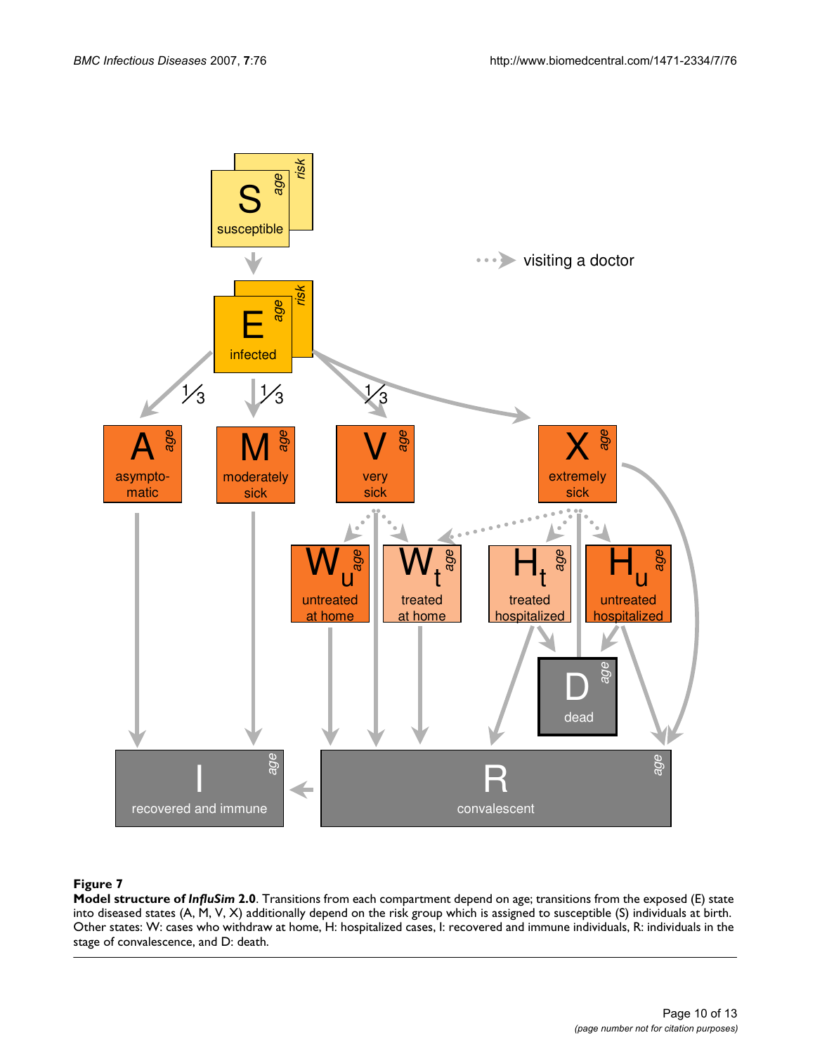**Figure 7**

**Model structure of *InfluSim* 2.0**. Transitions from each compartment depend on age; transitions from the exposed (E) state into diseased states (A, M, V, X) additionally depend on the risk group which is assigned to susceptible (S) individuals at birth. Other states: W: cases who withdraw at home, H: hospitalized cases, I: recovered and immune individuals, R: individuals in the stage of convalescence, and D: death.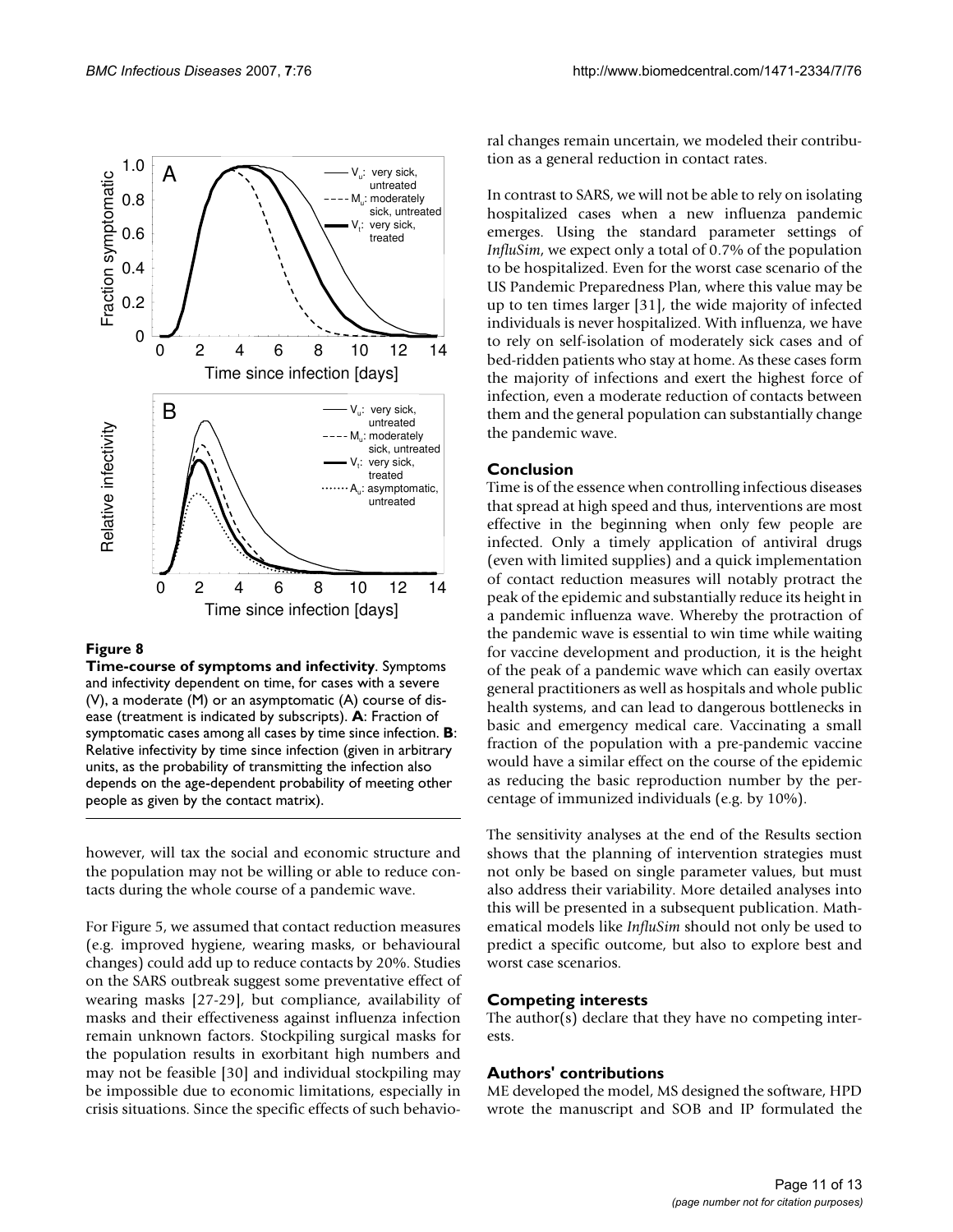**Figure 8**

**Time-course of symptoms and infectivity**. Symptoms and infectivity dependent on time, for cases with a severe (V), a moderate (M) or an asymptomatic (A) course of disease (treatment is indicated by subscripts). **A**: Fraction of symptomatic cases among all cases by time since infection. **B**: Relative infectivity by time since infection (given in arbitrary units, as the probability of transmitting the infection also depends on the age-dependent probability of meeting other people as given by the contact matrix).

however, will tax the social and economic structure and the population may not be willing or able to reduce contacts during the whole course of a pandemic wave.

For Figure 5, we assumed that contact reduction measures (e.g. improved hygiene, wearing masks, or behavioural changes) could add up to reduce contacts by 20%. Studies on the SARS outbreak suggest some preventative effect of wearing masks [27-29], but compliance, availability of masks and their effectiveness against influenza infection remain unknown factors. Stockpiling surgical masks for the population results in exorbitant high numbers and may not be feasible [30] and individual stockpiling may be impossible due to economic limitations, especially in crisis situations. Since the specific effects of such behavioral changes remain uncertain, we modeled their contribution as a general reduction in contact rates.

In contrast to SARS, we will not be able to rely on isolating hospitalized cases when a new influenza pandemic emerges. Using the standard parameter settings of *InfluSim*, we expect only a total of 0.7% of the population to be hospitalized. Even for the worst case scenario of the US Pandemic Preparedness Plan, where this value may be up to ten times larger [31], the wide majority of infected individuals is never hospitalized. With influenza, we have to rely on self-isolation of moderately sick cases and of bed-ridden patients who stay at home. As these cases form the majority of infections and exert the highest force of infection, even a moderate reduction of contacts between them and the general population can substantially change the pandemic wave.

## Conclusion

Time is of the essence when controlling infectious diseases that spread at high speed and thus, interventions are most effective in the beginning when only few people are infected. Only a timely application of antiviral drugs (even with limited supplies) and a quick implementation of contact reduction measures will notably protract the peak of the epidemic and substantially reduce its height in a pandemic influenza wave. Whereby the protraction of the pandemic wave is essential to win time while waiting for vaccine development and production, it is the height of the peak of a pandemic wave which can easily overtax general practitioners as well as hospitals and whole public health systems, and can lead to dangerous bottlenecks in basic and emergency medical care. Vaccinating a small fraction of the population with a pre-pandemic vaccine would have a similar effect on the course of the epidemic as reducing the basic reproduction number by the percentage of immunized individuals (e.g. by 10%).

The sensitivity analyses at the end of the Results section shows that the planning of intervention strategies must not only be based on single parameter values, but must also address their variability. More detailed analyses into this will be presented in a subsequent publication. Mathematical models like *InfluSim* should not only be used to predict a specific outcome, but also to explore best and worst case scenarios.

## Competing interests

The author(s) declare that they have no competing interests.

## Authors' contributions

ME developed the model, MS designed the software, HPD wrote the manuscript and SOB and IP formulated the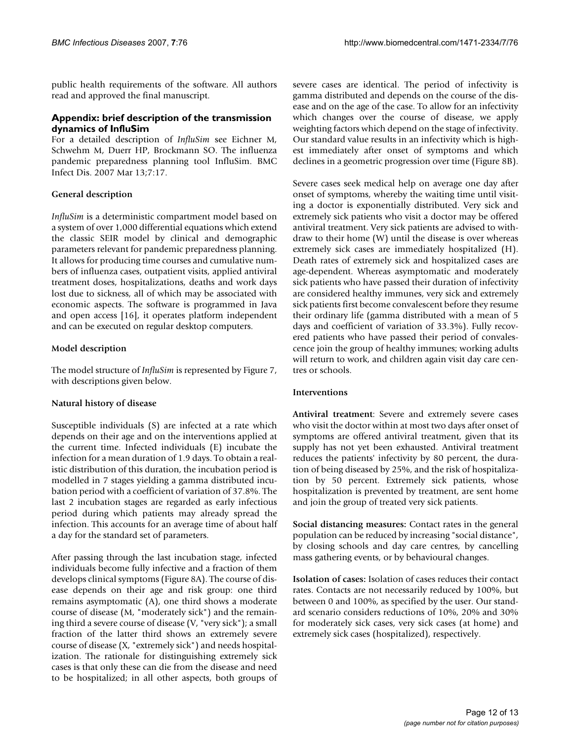public health requirements of the software. All authors read and approved the final manuscript.

## Appendix: brief description of the transmission dynamics of InfluSim

For a detailed description of *InfluSim* see Eichner M, Schwehm M, Duerr HP, Brockmann SO. The influenza pandemic preparedness planning tool InfluSim. BMC Infect Dis. 2007 Mar 13;7:17.

### General description

*InfluSim* is a deterministic compartment model based on a system of over 1,000 differential equations which extend the classic SEIR model by clinical and demographic parameters relevant for pandemic preparedness planning. It allows for producing time courses and cumulative numbers of influenza cases, outpatient visits, applied antiviral treatment doses, hospitalizations, deaths and work days lost due to sickness, all of which may be associated with economic aspects. The software is programmed in Java and open access [16], it operates platform independent and can be executed on regular desktop computers.

### Model description

The model structure of *InfluSim* is represented by Figure 7, with descriptions given below.

### Natural history of disease

Susceptible individuals (S) are infected at a rate which depends on their age and on the interventions applied at the current time. Infected individuals (E) incubate the infection for a mean duration of 1.9 days. To obtain a realistic distribution of this duration, the incubation period is modelled in 7 stages yielding a gamma distributed incubation period with a coefficient of variation of 37.8%. The last 2 incubation stages are regarded as early infectious period during which patients may already spread the infection. This accounts for an average time of about half a day for the standard set of parameters.

After passing through the last incubation stage, infected individuals become fully infective and a fraction of them develops clinical symptoms (Figure 8A). The course of disease depends on their age and risk group: one third remains asymptomatic (A), one third shows a moderate course of disease (M, "moderately sick") and the remaining third a severe course of disease (V, "very sick"); a small fraction of the latter third shows an extremely severe course of disease (X, "extremely sick") and needs hospitalization. The rationale for distinguishing extremely sick cases is that only these can die from the disease and need to be hospitalized; in all other aspects, both groups of severe cases are identical. The period of infectivity is gamma distributed and depends on the course of the disease and on the age of the case. To allow for an infectivity which changes over the course of disease, we apply weighting factors which depend on the stage of infectivity. Our standard value results in an infectivity which is highest immediately after onset of symptoms and which declines in a geometric progression over time (Figure 8B).

Severe cases seek medical help on average one day after onset of symptoms, whereby the waiting time until visiting a doctor is exponentially distributed. Very sick and extremely sick patients who visit a doctor may be offered antiviral treatment. Very sick patients are advised to withdraw to their home (W) until the disease is over whereas extremely sick cases are immediately hospitalized (H). Death rates of extremely sick and hospitalized cases are age-dependent. Whereas asymptomatic and moderately sick patients who have passed their duration of infectivity are considered healthy immunes, very sick and extremely sick patients first become convalescent before they resume their ordinary life (gamma distributed with a mean of 5 days and coefficient of variation of 33.3%). Fully recovered patients who have passed their period of convalescence join the group of healthy immunes; working adults will return to work, and children again visit day care centres or schools.

### Interventions

**Antiviral treatment**: Severe and extremely severe cases who visit the doctor within at most two days after onset of symptoms are offered antiviral treatment, given that its supply has not yet been exhausted. Antiviral treatment reduces the patients' infectivity by 80 percent, the duration of being diseased by 25%, and the risk of hospitalization by 50 percent. Extremely sick patients, whose hospitalization is prevented by treatment, are sent home and join the group of treated very sick patients.

**Social distancing measures:** Contact rates in the general population can be reduced by increasing "social distance", by closing schools and day care centres, by cancelling mass gathering events, or by behavioural changes.

**Isolation of cases:** Isolation of cases reduces their contact rates. Contacts are not necessarily reduced by 100%, but between 0 and 100%, as specified by the user. Our standard scenario considers reductions of 10%, 20% and 30% for moderately sick cases, very sick cases (at home) and extremely sick cases (hospitalized), respectively.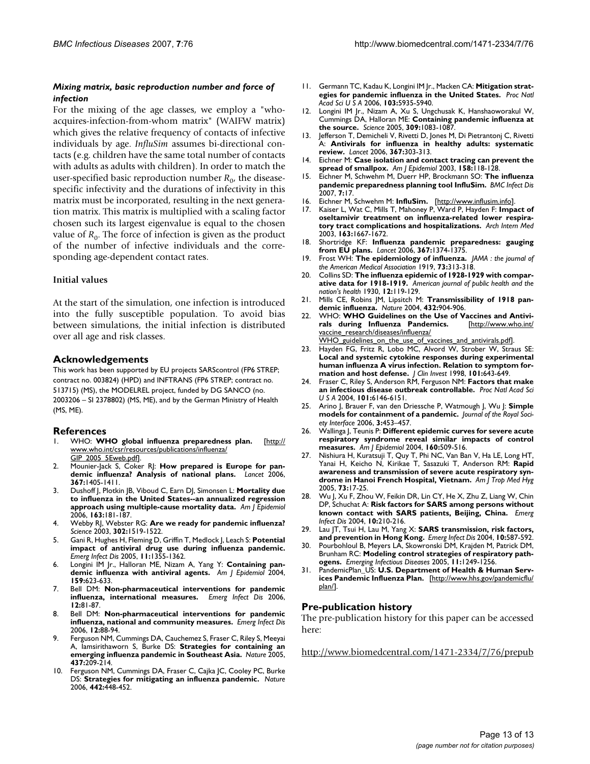### *Mixing matrix, basic reproduction number and force of infection*

For the mixing of the age classes, we employ a "who-acquires-infection-from-whom matrix" (WAIFW matrix) which gives the relative frequency of contacts of infective individuals by age. *InfluSim* assumes bi-directional contacts (e.g. children have the same total number of contacts with adults as adults with children). In order to match the user-specified basic reproduction number $R_0$, the disease-specific infectivity and the durations of infectivity in this matrix must be incorporated, resulting in the next generation matrix. This matrix is multiplied with a scaling factor chosen such its largest eigenvalue is equal to the chosen value of $R_0$. The force of infection is given as the product of the number of infective individuals and the corresponding age-dependent contact rates.

### Initial values

At the start of the simulation, one infection is introduced into the fully susceptible population. To avoid bias between simulations, the initial infection is distributed over all age and risk classes.

## Acknowledgements

This work has been supported by EU projects SARScontrol (FP6 STREP; contract no. 003824) (HPD) and INFTRANS (FP6 STREP; contract no. 513715) (MS), the MODELREL project, funded by DG SANCO (no. 2003206 – SI 2378802) (MS, ME), and by the German Ministry of Health (MS, ME).

## References

1. WHO: **WHO global influenza preparedness plan.** [http://www.who.int/csr/resources/publications/influenza/GIP_2005_5Eweb.pdf].
2. Mounier-Jack S, Coker RJ: **How prepared is Europe for pandemic influenza? Analysis of national plans.** *Lancet* 2006, **367:**1405-1411.
3. Dushoff J, Plotkin JB, Viboud C, Earn DJ, Simonsen L: **Mortality due to influenza in the United States--an annualized regression approach using multiple-cause mortality data.** *Am J Epidemiol* 2006, **163:**181-187.
4. Webby RJ, Webster RG: **Are we ready for pandemic influenza?** *Science* 2003, **302:**1519-1522.
5. Gani R, Hughes H, Fleming D, Griffin T, Medlock J, Leach S: **Potential impact of antiviral drug use during influenza pandemic.** *Emerg Infect Dis* 2005, **11:**1355-1362.
6. Longini IM Jr., Halloran ME, Nizam A, Yang Y: **Containing pandemic influenza with antiviral agents.** *Am J Epidemiol* 2004, **159:**623-633.
7. Bell DM: **Non-pharmaceutical interventions for pandemic influenza, international measures.** *Emerg Infect Dis* 2006, **12:**81-87.
8. Bell DM: **Non-pharmaceutical interventions for pandemic influenza, national and community measures.** *Emerg Infect Dis* 2006, **12:**88-94.
9. Ferguson NM, Cummings DA, Cauchemez S, Fraser C, Riley S, Meeyai A, Iamsirithaworn S, Burke DS: **Strategies for containing an emerging influenza pandemic in Southeast Asia.** *Nature* 2005, **437:**209-214.
10. Ferguson NM, Cummings DA, Fraser C, Cajka JC, Cooley PC, Burke DS: **Strategies for mitigating an influenza pandemic.** *Nature* 2006, **442:**448-452.
11. Germann TC, Kadau K, Longini IM Jr., Macken CA: **Mitigation strategies for pandemic influenza in the United States.** *Proc Natl Acad Sci U S A* 2006, **103:**5935-5940.
12. Longini IM Jr., Nizam A, Xu S, Ungchusak K, Hanshaoworakul W, Cummings DA, Halloran ME: **Containing pandemic influenza at the source.** *Science* 2005, **309:**1083-1087.
13. Jefferson T, Demicheli V, Rivetti D, Jones M, Di Pietrantonj C, Rivetti A: **Antivirals for influenza in healthy adults: systematic review.** *Lancet* 2006, **367:**303-313.
14. Eichner M: **Case isolation and contact tracing can prevent the spread of smallpox.** *Am J Epidemiol* 2003, **158:**118-128.
15. Eichner M, Schwehm M, Duerr HP, Brockmann SO: **The influenza pandemic preparedness planning tool InfluSim.** *BMC Infect Dis* 2007, **7:**17.
16. Eichner M, Schwehm M: **InfluSim.** [http://www.influsim.info].
17. Kaiser L, Wat C, Mills T, Mahoney P, Ward P, Hayden F: **Impact of oseltamivir treatment on influenza-related lower respiratory tract complications and hospitalizations.** *Arch Intern Med* 2003, **163:**1667-1672.
18. Shortridge KF: **Influenza pandemic preparedness: gauging from EU plans.** *Lancet* 2006, **367:**1374-1375.
19. Frost WH: **The epidemiology of influenza.** *JAMA : the journal of the American Medical Association* 1919, **73:**313-318.
20. Collins SD: **The influenza epidemic of 1928-1929 with comparative data for 1918-1919.** *American journal of public health and the nation's health* 1930, **12:**119-129.
21. Mills CE, Robins JM, Lipsitch M: **Transmissibility of 1918 pandemic influenza.** *Nature* 2004, **432:**904-906.
22. WHO: **WHO Guidelines on the Use of Vaccines and Antivirals during Influenza Pandemics.** [http://www.who.int/vaccine_research/diseases/influenza/WHO_guidelines_on_the_use_of_vaccines_and_antivirals.pdf].
23. Hayden FG, Fritz R, Lobo MC, Alvord W, Strober W, Straus SE: **Local and systemic cytokine responses during experimental human influenza A virus infection. Relation to symptom formation and host defense.** *J Clin Invest* 1998, **101:**643-649.
24. Fraser C, Riley S, Anderson RM, Ferguson NM: **Factors that make an infectious disease outbreak controllable.** *Proc Natl Acad Sci U S A* 2004, **101:**6146-6151.
25. Arino J, Brauer F, van den Driessche P, Watmough J, Wu J: **Simple models for containment of a pandemic.** *Journal of the Royal Society Interface* 2006, **3:**453–457.
26. Wallinga J, Teunis P: **Different epidemic curves for severe acute respiratory syndrome reveal similar impacts of control measures.** *Am J Epidemiol* 2004, **160:**509-516.
27. Nishiura H, Kuratsuji T, Quy T, Phi NC, Van Ban V, Ha LE, Long HT, Yanai H, Keicho N, Kirikae T, Sasazuki T, Anderson RM: **Rapid awareness and transmission of severe acute respiratory syndrome in Hanoi French Hospital, Vietnam.** *Am J Trop Med Hyg* 2005, **73:**17-25.
28. Wu J, Xu F, Zhou W, Feikin DR, Lin CY, He X, Zhu Z, Liang W, Chin DP, Schuchat A: **Risk factors for SARS among persons without known contact with SARS patients, Beijing, China.** *Emerg Infect Dis* 2004, **10:**210-216.
29. Lau JT, Tsui H, Lau M, Yang X: **SARS transmission, risk factors, and prevention in Hong Kong.** *Emerg Infect Dis* 2004, **10:**587-592.
30. Pourbohloul B, Meyers LA, Skowronski DM, Krajden M, Patrick DM, Brunham RC: **Modeling control strategies of respiratory pathogens.** *Emerging Infectious Diseases* 2005, **11:**1249-1256.
31. PandemicPlan_US: **U.S. Department of Health & Human Services Pandemic Influenza Plan.** [http://www.hhs.gov/pandemicflu/plan/].

## Pre-publication history

The pre-publication history for this paper can be accessed here:

http://www.biomedcentral.com/1471-2334/7/76/prepub